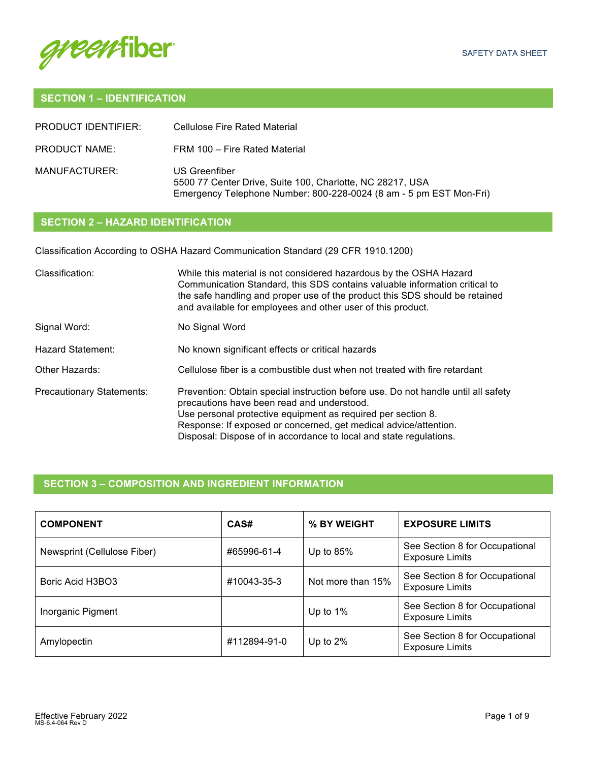greenfiber

SAFETY DATA SHEET

## SECTION 1 – IDENTIFICATION

PRODUCT IDENTIFIER: Cellulose Fire Rated Material

PRODUCT NAME: FRM 100 – Fire Rated Material

MANUFACTURER: US Greenfiber
5500 77 Center Drive, Suite 100, Charlotte, NC 28217, USA
Emergency Telephone Number: 800-228-0024 (8 am - 5 pm EST Mon-Fri)

## SECTION 2 – HAZARD IDENTIFICATION

Classification According to OSHA Hazard Communication Standard (29 CFR 1910.1200)

Classification: While this material is not considered hazardous by the OSHA Hazard Communication Standard, this SDS contains valuable information critical to the safe handling and proper use of the product this SDS should be retained and available for employees and other user of this product.

Signal Word: No Signal Word

Hazard Statement: No known significant effects or critical hazards

Other Hazards: Cellulose fiber is a combustible dust when not treated with fire retardant

Precautionary Statements: Prevention: Obtain special instruction before use. Do not handle until all safety precautions have been read and understood.
Use personal protective equipment as required per section 8.
Response: If exposed or concerned, get medical advice/attention.
Disposal: Dispose of in accordance to local and state regulations.

## SECTION 3 – COMPOSITION AND INGREDIENT INFORMATION

| COMPONENT | CAS# | % BY WEIGHT | EXPOSURE LIMITS |
|---|---|---|---|
| Newsprint (Cellulose Fiber) | #65996-61-4 | Up to 85% | See Section 8 for Occupational Exposure Limits |
| Boric Acid $H_3BO_3$ | #10043-35-3 | Not more than 15% | See Section 8 for Occupational Exposure Limits |
| Inorganic Pigment | | Up to 1% | See Section 8 for Occupational Exposure Limits |
| Amylopectin | #112894-91-0 | Up to 2% | See Section 8 for Occupational Exposure Limits |

Effective February 2022
MS-6.4-064 Rev D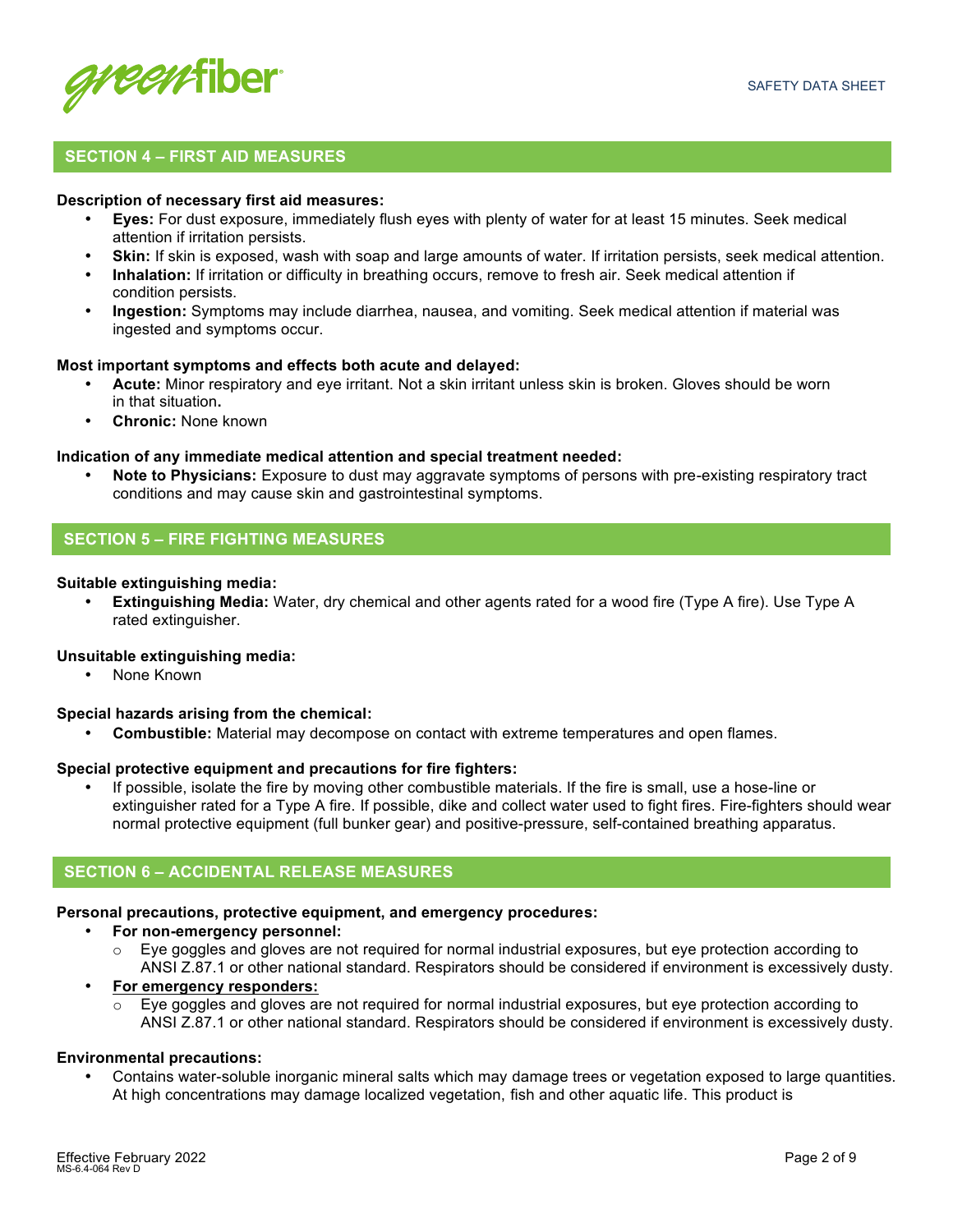## SECTION 4 – FIRST AID MEASURES

**Description of necessary first aid measures:**

- **Eyes:** For dust exposure, immediately flush eyes with plenty of water for at least 15 minutes. Seek medical attention if irritation persists.
- **Skin:** If skin is exposed, wash with soap and large amounts of water. If irritation persists, seek medical attention.
- **Inhalation:** If irritation or difficulty in breathing occurs, remove to fresh air. Seek medical attention if condition persists.
- **Ingestion:** Symptoms may include diarrhea, nausea, and vomiting. Seek medical attention if material was ingested and symptoms occur.

**Most important symptoms and effects both acute and delayed:**

- **Acute:** Minor respiratory and eye irritant. Not a skin irritant unless skin is broken. Gloves should be worn in that situation**.**
- **Chronic:** None known

**Indication of any immediate medical attention and special treatment needed:**

- **Note to Physicians:** Exposure to dust may aggravate symptoms of persons with pre-existing respiratory tract conditions and may cause skin and gastrointestinal symptoms.

## SECTION 5 – FIRE FIGHTING MEASURES

**Suitable extinguishing media:**

- **Extinguishing Media:** Water, dry chemical and other agents rated for a wood fire (Type A fire). Use Type A rated extinguisher.

**Unsuitable extinguishing media:**

- None Known

**Special hazards arising from the chemical:**

- **Combustible:** Material may decompose on contact with extreme temperatures and open flames.

**Special protective equipment and precautions for fire fighters:**

- If possible, isolate the fire by moving other combustible materials. If the fire is small, use a hose-line or extinguisher rated for a Type A fire. If possible, dike and collect water used to fight fires. Fire-fighters should wear normal protective equipment (full bunker gear) and positive-pressure, self-contained breathing apparatus.

## SECTION 6 – ACCIDENTAL RELEASE MEASURES

**Personal precautions, protective equipment, and emergency procedures:**

- **For non-emergency personnel:**
  - Eye goggles and gloves are not required for normal industrial exposures, but eye protection according to ANSI Z.87.1 or other national standard. Respirators should be considered if environment is excessively dusty.
- **For emergency responders:**
  - Eye goggles and gloves are not required for normal industrial exposures, but eye protection according to ANSI Z.87.1 or other national standard. Respirators should be considered if environment is excessively dusty.

**Environmental precautions:**

- Contains water-soluble inorganic mineral salts which may damage trees or vegetation exposed to large quantities. At high concentrations may damage localized vegetation, fish and other aquatic life. This product is

Effective February 2022
MS-6.4-064 Rev D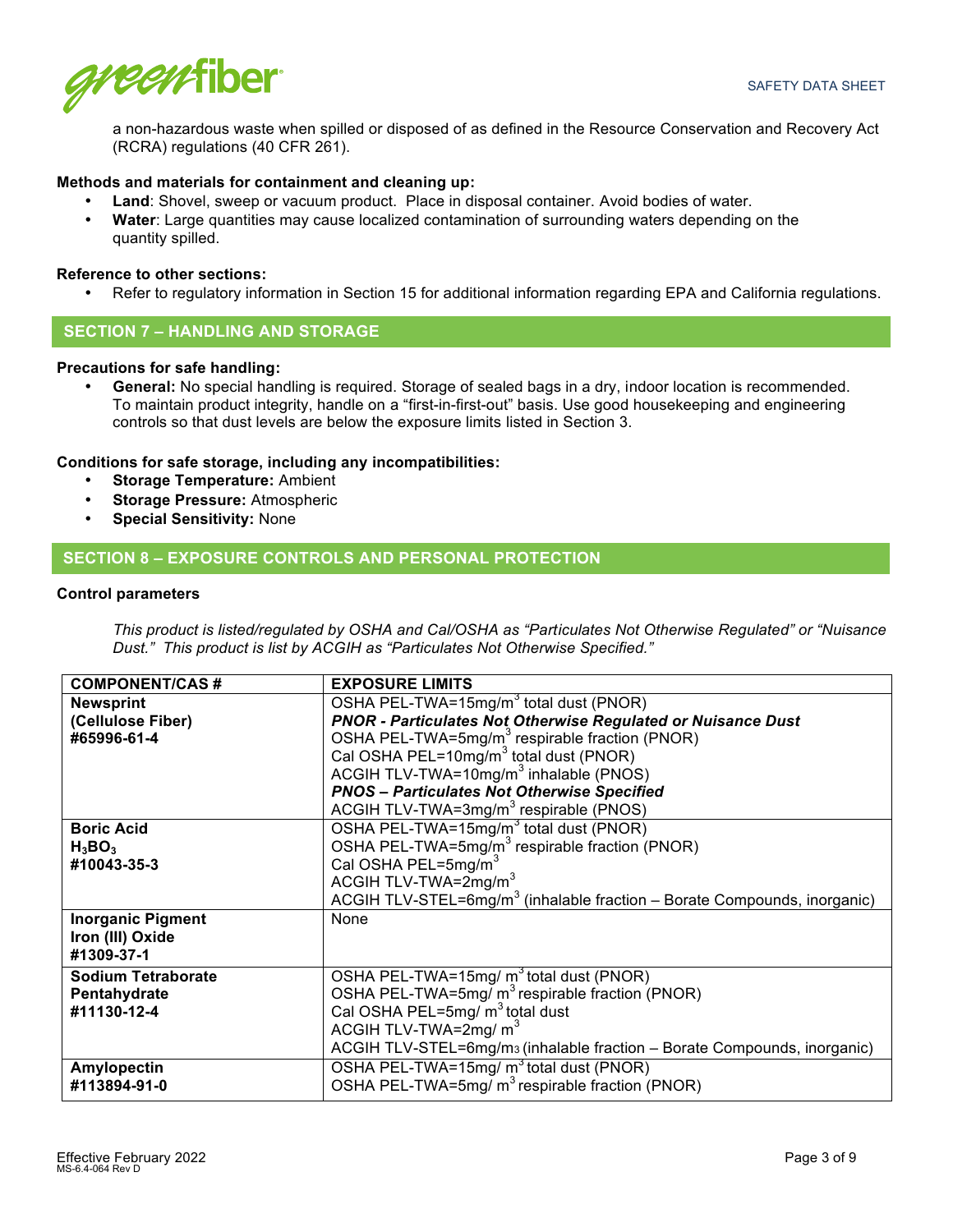a non-hazardous waste when spilled or disposed of as defined in the Resource Conservation and Recovery Act (RCRA) regulations (40 CFR 261).

**Methods and materials for containment and cleaning up:**

- **Land**: Shovel, sweep or vacuum product. Place in disposal container. Avoid bodies of water.
- **Water**: Large quantities may cause localized contamination of surrounding waters depending on the quantity spilled.

**Reference to other sections:**

- Refer to regulatory information in Section 15 for additional information regarding EPA and California regulations.

## SECTION 7 – HANDLING AND STORAGE

**Precautions for safe handling:**

- **General:** No special handling is required. Storage of sealed bags in a dry, indoor location is recommended. To maintain product integrity, handle on a "first-in-first-out" basis. Use good housekeeping and engineering controls so that dust levels are below the exposure limits listed in Section 3.

**Conditions for safe storage, including any incompatibilities:**

- **Storage Temperature:** Ambient
- **Storage Pressure:** Atmospheric
- **Special Sensitivity:** None

## SECTION 8 – EXPOSURE CONTROLS AND PERSONAL PROTECTION

**Control parameters**

*This product is listed/regulated by OSHA and Cal/OSHA as "Particulates Not Otherwise Regulated" or "Nuisance Dust." This product is list by ACGIH as "Particulates Not Otherwise Specified."*

| COMPONENT/CAS # | EXPOSURE LIMITS |
|---|---|
| **Newsprint (Cellulose Fiber) #65996-61-4** | OSHA PEL-TWA=15mg/$m^3$ total dust (PNOR)<br>***PNOR - Particulates Not Otherwise Regulated or Nuisance Dust***<br>OSHA PEL-TWA=5mg/$m^3$ respirable fraction (PNOR)<br>Cal OSHA PEL=10mg/$m^3$ total dust (PNOR)<br>ACGIH TLV-TWA=10mg/$m^3$ inhalable (PNOS)<br>***PNOS – Particulates Not Otherwise Specified***<br>ACGIH TLV-TWA=3mg/$m^3$ respirable (PNOS) |
| **Boric Acid $H_3BO_3$ #10043-35-3** | OSHA PEL-TWA=15mg/$m^3$ total dust (PNOR)<br>OSHA PEL-TWA=5mg/$m^3$ respirable fraction (PNOR)<br>Cal OSHA PEL=5mg/$m^3$<br>ACGIH TLV-TWA=2mg/$m^3$<br>ACGIH TLV-STEL=6mg/$m^3$ (inhalable fraction – Borate Compounds, inorganic) |
| **Inorganic Pigment Iron (III) Oxide #1309-37-1** | None |
| **Sodium Tetraborate Pentahydrate #11130-12-4** | OSHA PEL-TWA=15mg/ $m^3$ total dust (PNOR)<br>OSHA PEL-TWA=5mg/ $m^3$ respirable fraction (PNOR)<br>Cal OSHA PEL=5mg/ $m^3$ total dust<br>ACGIH TLV-TWA=2mg/ $m^3$<br>ACGIH TLV-STEL=6mg/$m_3$ (inhalable fraction – Borate Compounds, inorganic) |
| **Amylopectin #113894-91-0** | OSHA PEL-TWA=15mg/ $m^3$ total dust (PNOR)<br>OSHA PEL-TWA=5mg/ $m^3$ respirable fraction (PNOR) |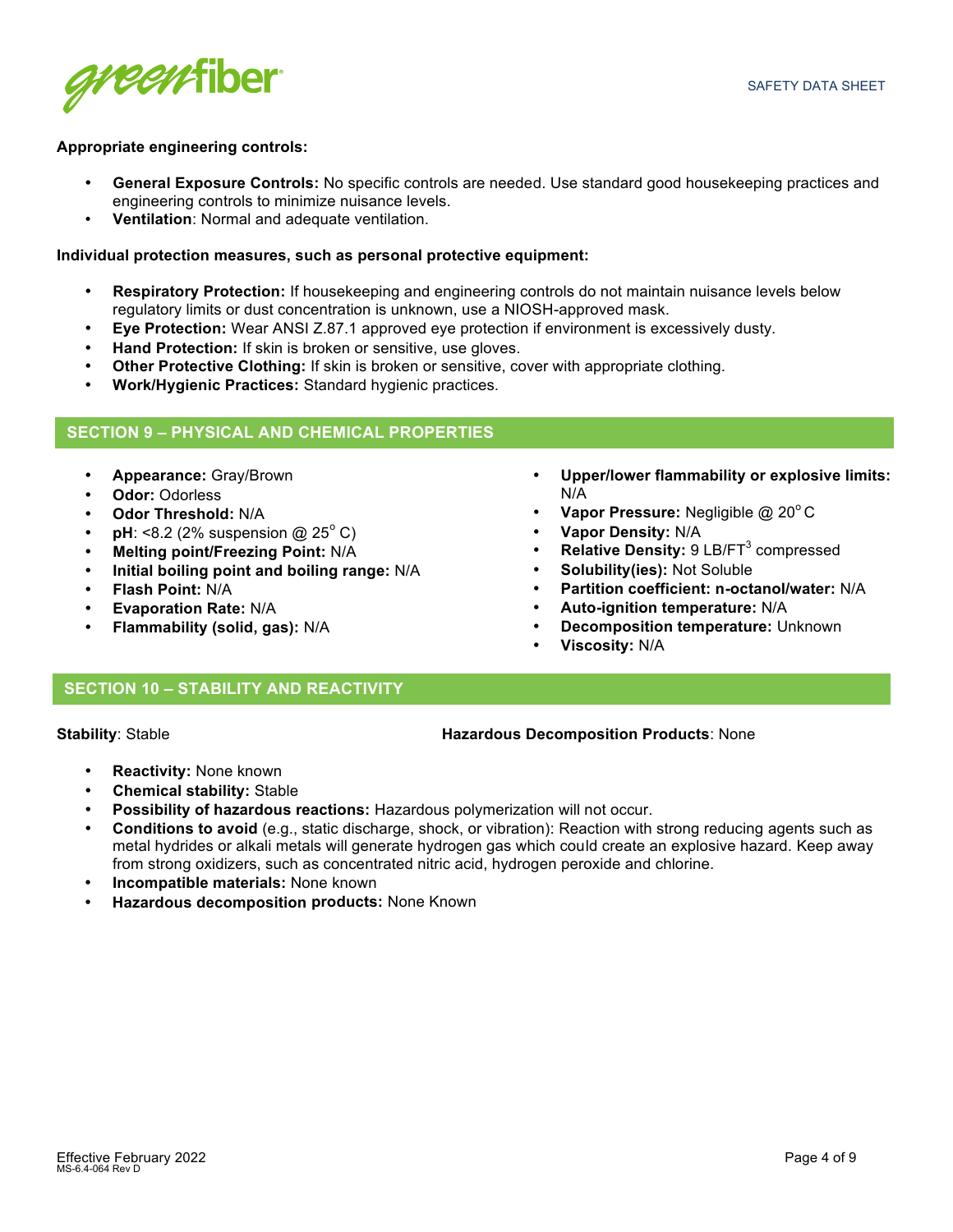**Appropriate engineering controls:**

- **General Exposure Controls:** No specific controls are needed. Use standard good housekeeping practices and engineering controls to minimize nuisance levels.
- **Ventilation**: Normal and adequate ventilation.

**Individual protection measures, such as personal protective equipment:**

- **Respiratory Protection:** If housekeeping and engineering controls do not maintain nuisance levels below regulatory limits or dust concentration is unknown, use a NIOSH-approved mask.
- **Eye Protection:** Wear ANSI Z.87.1 approved eye protection if environment is excessively dusty.
- **Hand Protection:** If skin is broken or sensitive, use gloves.
- **Other Protective Clothing:** If skin is broken or sensitive, cover with appropriate clothing.
- **Work/Hygienic Practices:** Standard hygienic practices.

## SECTION 9 – PHYSICAL AND CHEMICAL PROPERTIES

- **Appearance:** Gray/Brown
- **Odor:** Odorless
- **Odor Threshold:** N/A
- **pH**: <8.2 (2% suspension @ 25° C)
- **Melting point/Freezing Point:** N/A
- **Initial boiling point and boiling range:** N/A
- **Flash Point:** N/A
- **Evaporation Rate:** N/A
- **Flammability (solid, gas):** N/A
- **Upper/lower flammability or explosive limits:** N/A
- **Vapor Pressure:** Negligible @ 20° C
- **Vapor Density:** N/A
- **Relative Density:** 9 LB/FT$^3$ compressed
- **Solubility(ies):** Not Soluble
- **Partition coefficient: n-octanol/water:** N/A
- **Auto-ignition temperature:** N/A
- **Decomposition temperature:** Unknown
- **Viscosity:** N/A

## SECTION 10 – STABILITY AND REACTIVITY

**Stability**: Stable

**Hazardous Decomposition Products**: None

- **Reactivity:** None known
- **Chemical stability:** Stable
- **Possibility of hazardous reactions:** Hazardous polymerization will not occur.
- **Conditions to avoid** (e.g., static discharge, shock, or vibration): Reaction with strong reducing agents such as metal hydrides or alkali metals will generate hydrogen gas which could create an explosive hazard. Keep away from strong oxidizers, such as concentrated nitric acid, hydrogen peroxide and chlorine.
- **Incompatible materials:** None known
- **Hazardous decomposition products:** None Known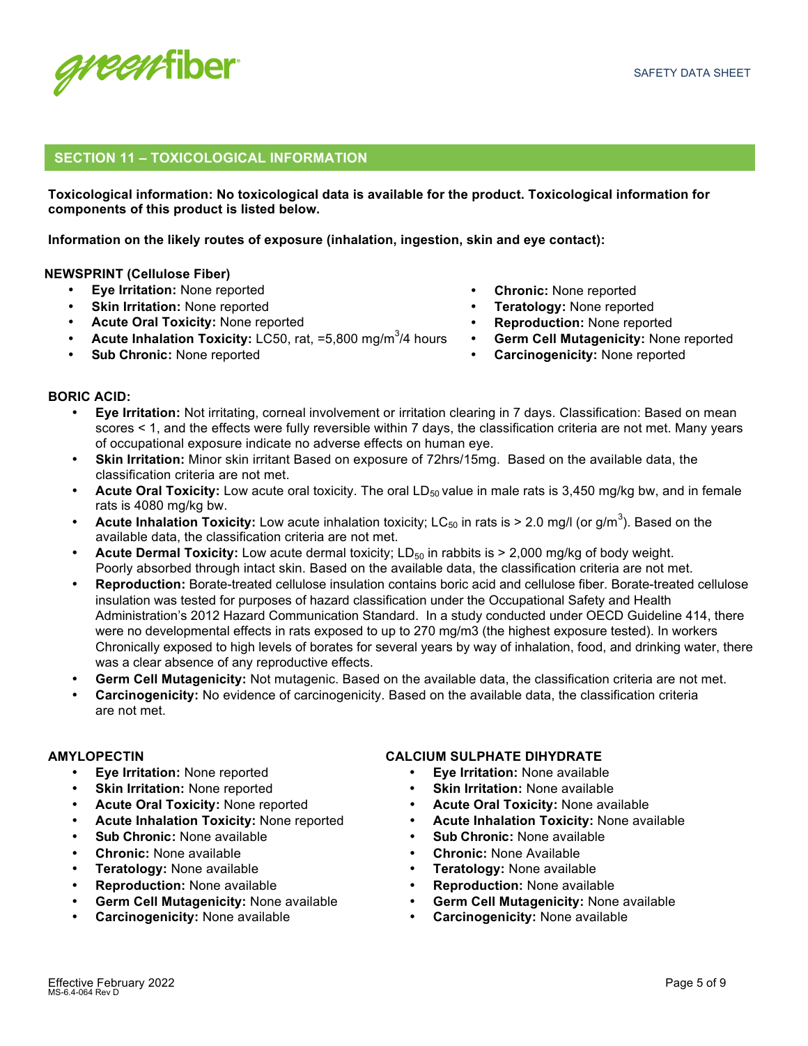## SECTION 11 – TOXICOLOGICAL INFORMATION

**Toxicological information: No toxicological data is available for the product. Toxicological information for components of this product is listed below.**

**Information on the likely routes of exposure (inhalation, ingestion, skin and eye contact):**

**NEWSPRINT (Cellulose Fiber)**

- **Eye Irritation:** None reported
- **Skin Irritation:** None reported
- **Acute Oral Toxicity:** None reported
- **Acute Inhalation Toxicity:** LC50, rat, =5,800 mg/m$^3$/4 hours
- **Sub Chronic:** None reported
- **Chronic:** None reported
- **Teratology:** None reported
- **Reproduction:** None reported
- **Germ Cell Mutagenicity:** None reported
- **Carcinogenicity:** None reported

**BORIC ACID:**

- **Eye Irritation:** Not irritating, corneal involvement or irritation clearing in 7 days. Classification: Based on mean scores < 1, and the effects were fully reversible within 7 days, the classification criteria are not met. Many years of occupational exposure indicate no adverse effects on human eye.
- **Skin Irritation:** Minor skin irritant Based on exposure of 72hrs/15mg. Based on the available data, the classification criteria are not met.
- **Acute Oral Toxicity:** Low acute oral toxicity. The oral $LD_{50}$ value in male rats is 3,450 mg/kg bw, and in female rats is 4080 mg/kg bw.
- **Acute Inhalation Toxicity:** Low acute inhalation toxicity; $LC_{50}$ in rats is > 2.0 mg/l (or g/m$^3$). Based on the available data, the classification criteria are not met.
- **Acute Dermal Toxicity:** Low acute dermal toxicity; $LD_{50}$ in rabbits is > 2,000 mg/kg of body weight. Poorly absorbed through intact skin. Based on the available data, the classification criteria are not met.
- **Reproduction:** Borate-treated cellulose insulation contains boric acid and cellulose fiber. Borate-treated cellulose insulation was tested for purposes of hazard classification under the Occupational Safety and Health Administration's 2012 Hazard Communication Standard. In a study conducted under OECD Guideline 414, there were no developmental effects in rats exposed to up to 270 mg/m3 (the highest exposure tested). In workers Chronically exposed to high levels of borates for several years by way of inhalation, food, and drinking water, there was a clear absence of any reproductive effects.
- **Germ Cell Mutagenicity:** Not mutagenic. Based on the available data, the classification criteria are not met.
- **Carcinogenicity:** No evidence of carcinogenicity. Based on the available data, the classification criteria are not met.

**AMYLOPECTIN**

- **Eye Irritation:** None reported
- **Skin Irritation:** None reported
- **Acute Oral Toxicity:** None reported
- **Acute Inhalation Toxicity:** None reported
- **Sub Chronic:** None available
- **Chronic:** None available
- **Teratology:** None available
- **Reproduction:** None available
- **Germ Cell Mutagenicity:** None available
- **Carcinogenicity:** None available

**CALCIUM SULPHATE DIHYDRATE**

- **Eye Irritation:** None available
- **Skin Irritation:** None available
- **Acute Oral Toxicity:** None available
- **Acute Inhalation Toxicity:** None available
- **Sub Chronic:** None available
- **Chronic:** None Available
- **Teratology:** None available
- **Reproduction:** None available
- **Germ Cell Mutagenicity:** None available
- **Carcinogenicity:** None available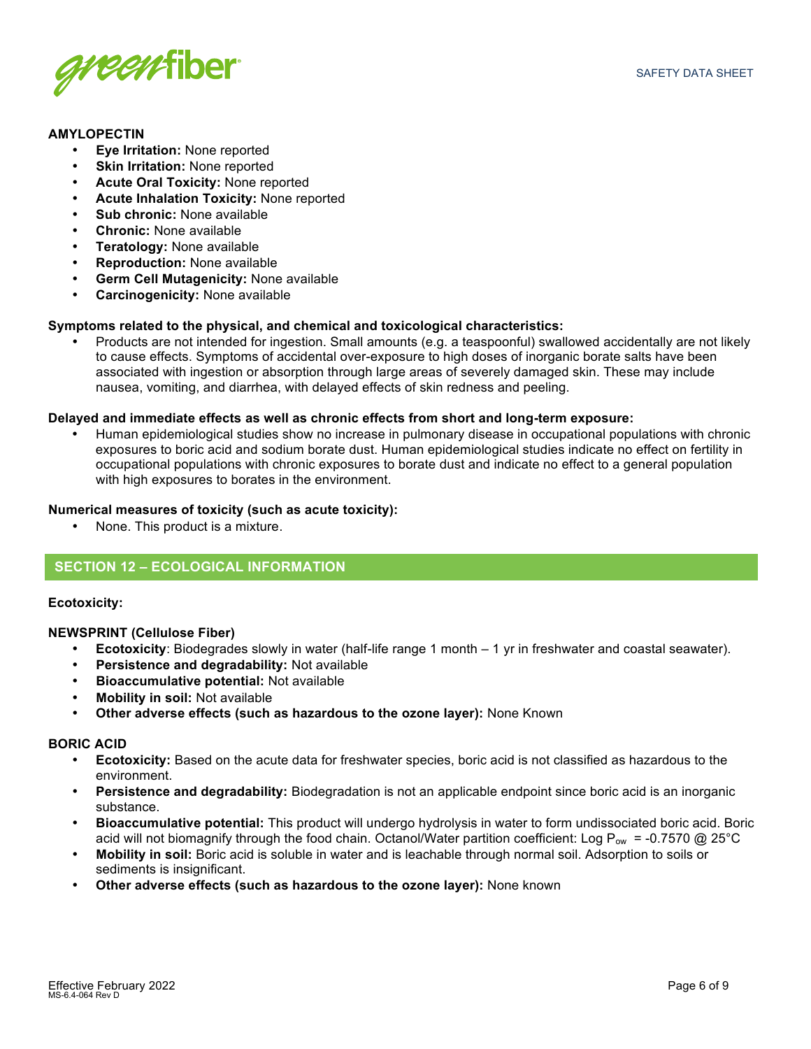**AMYLOPECTIN**

- **Eye Irritation:** None reported
- **Skin Irritation:** None reported
- **Acute Oral Toxicity:** None reported
- **Acute Inhalation Toxicity:** None reported
- **Sub chronic:** None available
- **Chronic:** None available
- **Teratology:** None available
- **Reproduction:** None available
- **Germ Cell Mutagenicity:** None available
- **Carcinogenicity:** None available

**Symptoms related to the physical, and chemical and toxicological characteristics:**

- Products are not intended for ingestion. Small amounts (e.g. a teaspoonful) swallowed accidentally are not likely to cause effects. Symptoms of accidental over-exposure to high doses of inorganic borate salts have been associated with ingestion or absorption through large areas of severely damaged skin. These may include nausea, vomiting, and diarrhea, with delayed effects of skin redness and peeling.

**Delayed and immediate effects as well as chronic effects from short and long-term exposure:**

- Human epidemiological studies show no increase in pulmonary disease in occupational populations with chronic exposures to boric acid and sodium borate dust. Human epidemiological studies indicate no effect on fertility in occupational populations with chronic exposures to borate dust and indicate no effect to a general population with high exposures to borates in the environment.

**Numerical measures of toxicity (such as acute toxicity):**

- None. This product is a mixture.

## SECTION 12 – ECOLOGICAL INFORMATION

**Ecotoxicity:**

**NEWSPRINT (Cellulose Fiber)**

- **Ecotoxicity**: Biodegrades slowly in water (half-life range 1 month – 1 yr in freshwater and coastal seawater).
- **Persistence and degradability:** Not available
- **Bioaccumulative potential:** Not available
- **Mobility in soil:** Not available
- **Other adverse effects (such as hazardous to the ozone layer):** None Known

**BORIC ACID**

- **Ecotoxicity:** Based on the acute data for freshwater species, boric acid is not classified as hazardous to the environment.
- **Persistence and degradability:** Biodegradation is not an applicable endpoint since boric acid is an inorganic substance.
- **Bioaccumulative potential:** This product will undergo hydrolysis in water to form undissociated boric acid. Boric acid will not biomagnify through the food chain. Octanol/Water partition coefficient: Log $P_{ow}$ = -0.7570 @ 25°C
- **Mobility in soil:** Boric acid is soluble in water and is leachable through normal soil. Adsorption to soils or sediments is insignificant.
- **Other adverse effects (such as hazardous to the ozone layer):** None known

Effective February 2022
MS-6.4-064 Rev D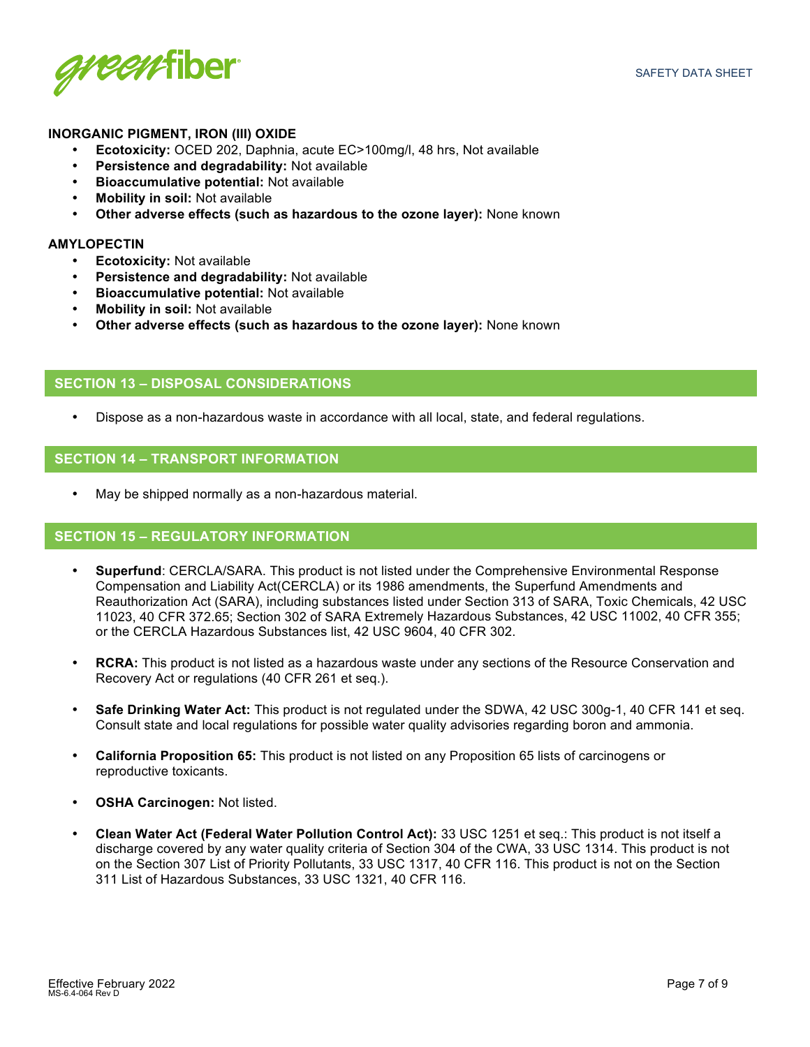**INORGANIC PIGMENT, IRON (III) OXIDE**

- **Ecotoxicity:** OCED 202, Daphnia, acute EC>100mg/l, 48 hrs, Not available
- **Persistence and degradability:** Not available
- **Bioaccumulative potential:** Not available
- **Mobility in soil:** Not available
- **Other adverse effects (such as hazardous to the ozone layer):** None known

**AMYLOPECTIN**

- **Ecotoxicity:** Not available
- **Persistence and degradability:** Not available
- **Bioaccumulative potential:** Not available
- **Mobility in soil:** Not available
- **Other adverse effects (such as hazardous to the ozone layer):** None known

## SECTION 13 – DISPOSAL CONSIDERATIONS

- Dispose as a non-hazardous waste in accordance with all local, state, and federal regulations.

## SECTION 14 – TRANSPORT INFORMATION

- May be shipped normally as a non-hazardous material.

## SECTION 15 – REGULATORY INFORMATION

- **Superfund**: CERCLA/SARA. This product is not listed under the Comprehensive Environmental Response Compensation and Liability Act(CERCLA) or its 1986 amendments, the Superfund Amendments and Reauthorization Act (SARA), including substances listed under Section 313 of SARA, Toxic Chemicals, 42 USC 11023, 40 CFR 372.65; Section 302 of SARA Extremely Hazardous Substances, 42 USC 11002, 40 CFR 355; or the CERCLA Hazardous Substances list, 42 USC 9604, 40 CFR 302.

- **RCRA:** This product is not listed as a hazardous waste under any sections of the Resource Conservation and Recovery Act or regulations (40 CFR 261 et seq.).

- **Safe Drinking Water Act:** This product is not regulated under the SDWA, 42 USC 300g-1, 40 CFR 141 et seq. Consult state and local regulations for possible water quality advisories regarding boron and ammonia.

- **California Proposition 65:** This product is not listed on any Proposition 65 lists of carcinogens or reproductive toxicants.

- **OSHA Carcinogen:** Not listed.

- **Clean Water Act (Federal Water Pollution Control Act):** 33 USC 1251 et seq.: This product is not itself a discharge covered by any water quality criteria of Section 304 of the CWA, 33 USC 1314. This product is not on the Section 307 List of Priority Pollutants, 33 USC 1317, 40 CFR 116. This product is not on the Section 311 List of Hazardous Substances, 33 USC 1321, 40 CFR 116.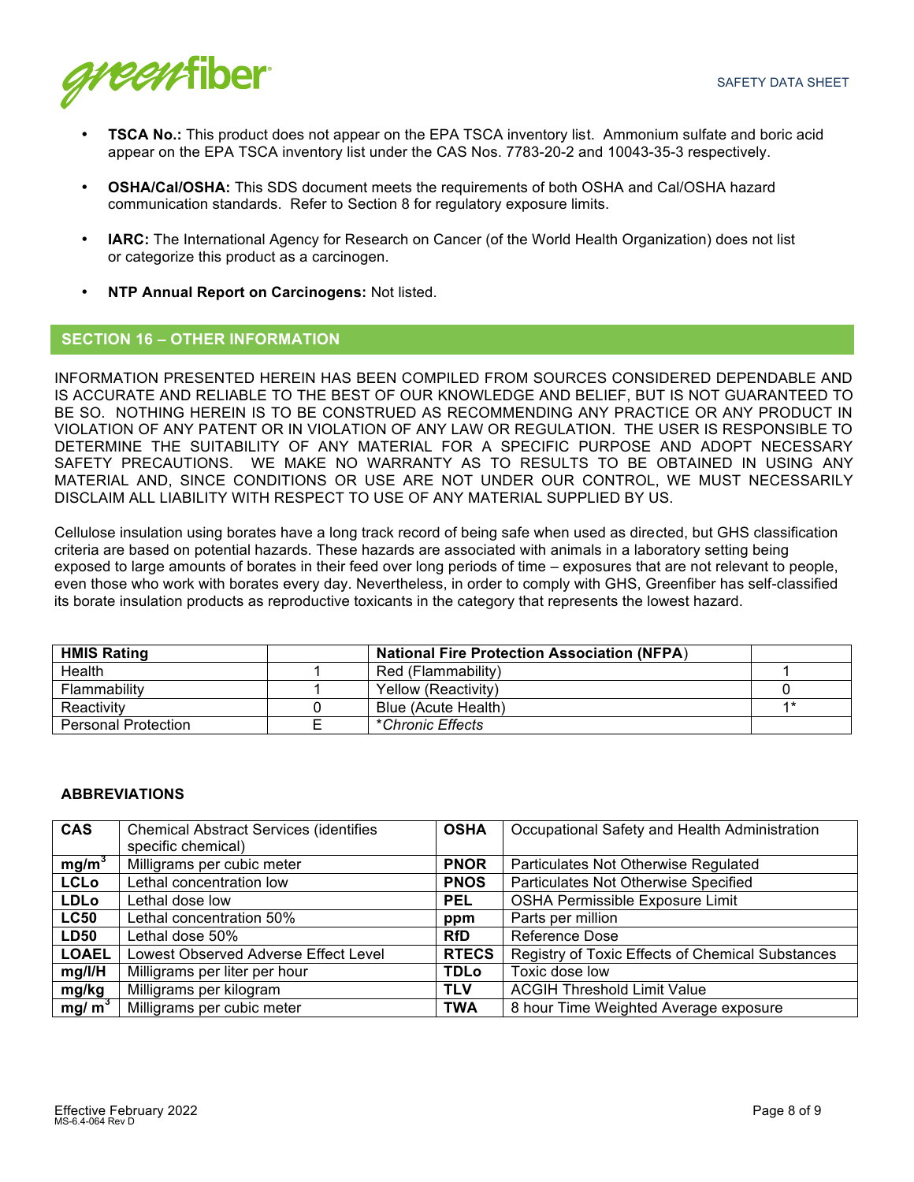- **TSCA No.:** This product does not appear on the EPA TSCA inventory list. Ammonium sulfate and boric acid appear on the EPA TSCA inventory list under the CAS Nos. 7783-20-2 and 10043-35-3 respectively.

- **OSHA/Cal/OSHA:** This SDS document meets the requirements of both OSHA and Cal/OSHA hazard communication standards. Refer to Section 8 for regulatory exposure limits.

- **IARC:** The International Agency for Research on Cancer (of the World Health Organization) does not list or categorize this product as a carcinogen.

- **NTP Annual Report on Carcinogens:** Not listed.

## SECTION 16 – OTHER INFORMATION

INFORMATION PRESENTED HEREIN HAS BEEN COMPILED FROM SOURCES CONSIDERED DEPENDABLE AND IS ACCURATE AND RELIABLE TO THE BEST OF OUR KNOWLEDGE AND BELIEF, BUT IS NOT GUARANTEED TO BE SO. NOTHING HEREIN IS TO BE CONSTRUED AS RECOMMENDING ANY PRACTICE OR ANY PRODUCT IN VIOLATION OF ANY PATENT OR IN VIOLATION OF ANY LAW OR REGULATION. THE USER IS RESPONSIBLE TO DETERMINE THE SUITABILITY OF ANY MATERIAL FOR A SPECIFIC PURPOSE AND ADOPT NECESSARY SAFETY PRECAUTIONS. WE MAKE NO WARRANTY AS TO RESULTS TO BE OBTAINED IN USING ANY MATERIAL AND, SINCE CONDITIONS OR USE ARE NOT UNDER OUR CONTROL, WE MUST NECESSARILY DISCLAIM ALL LIABILITY WITH RESPECT TO USE OF ANY MATERIAL SUPPLIED BY US.

Cellulose insulation using borates have a long track record of being safe when used as directed, but GHS classification criteria are based on potential hazards. These hazards are associated with animals in a laboratory setting being exposed to large amounts of borates in their feed over long periods of time – exposures that are not relevant to people, even those who work with borates every day. Nevertheless, in order to comply with GHS, Greenfiber has self-classified its borate insulation products as reproductive toxicants in the category that represents the lowest hazard.

| **HMIS Rating** | | **National Fire Protection Association (NFPA)** | |
|---|---|---|---|
| Health | 1 | Red (Flammability) | 1 |
| Flammability | 1 | Yellow (Reactivity) | 0 |
| Reactivity | 0 | Blue (Acute Health) | 1* |
| Personal Protection | E | **Chronic Effects* | |

### ABBREVIATIONS

| | | | |
|---|---|---|---|
| **CAS** | Chemical Abstract Services (identifies specific chemical) | **OSHA** | Occupational Safety and Health Administration |
| **mg/m$^3$** | Milligrams per cubic meter | **PNOR** | Particulates Not Otherwise Regulated |
| **LCLo** | Lethal concentration low | **PNOS** | Particulates Not Otherwise Specified |
| **LDLo** | Lethal dose low | **PEL** | OSHA Permissible Exposure Limit |
| **LC50** | Lethal concentration 50% | **ppm** | Parts per million |
| **LD50** | Lethal dose 50% | **RfD** | Reference Dose |
| **LOAEL** | Lowest Observed Adverse Effect Level | **RTECS** | Registry of Toxic Effects of Chemical Substances |
| **mg/l/H** | Milligrams per liter per hour | **TDLo** | Toxic dose low |
| **mg/kg** | Milligrams per kilogram | **TLV** | ACGIH Threshold Limit Value |
| **mg/ m$^3$** | Milligrams per cubic meter | **TWA** | 8 hour Time Weighted Average exposure |

Effective February 2022
MS-6.4-064 Rev D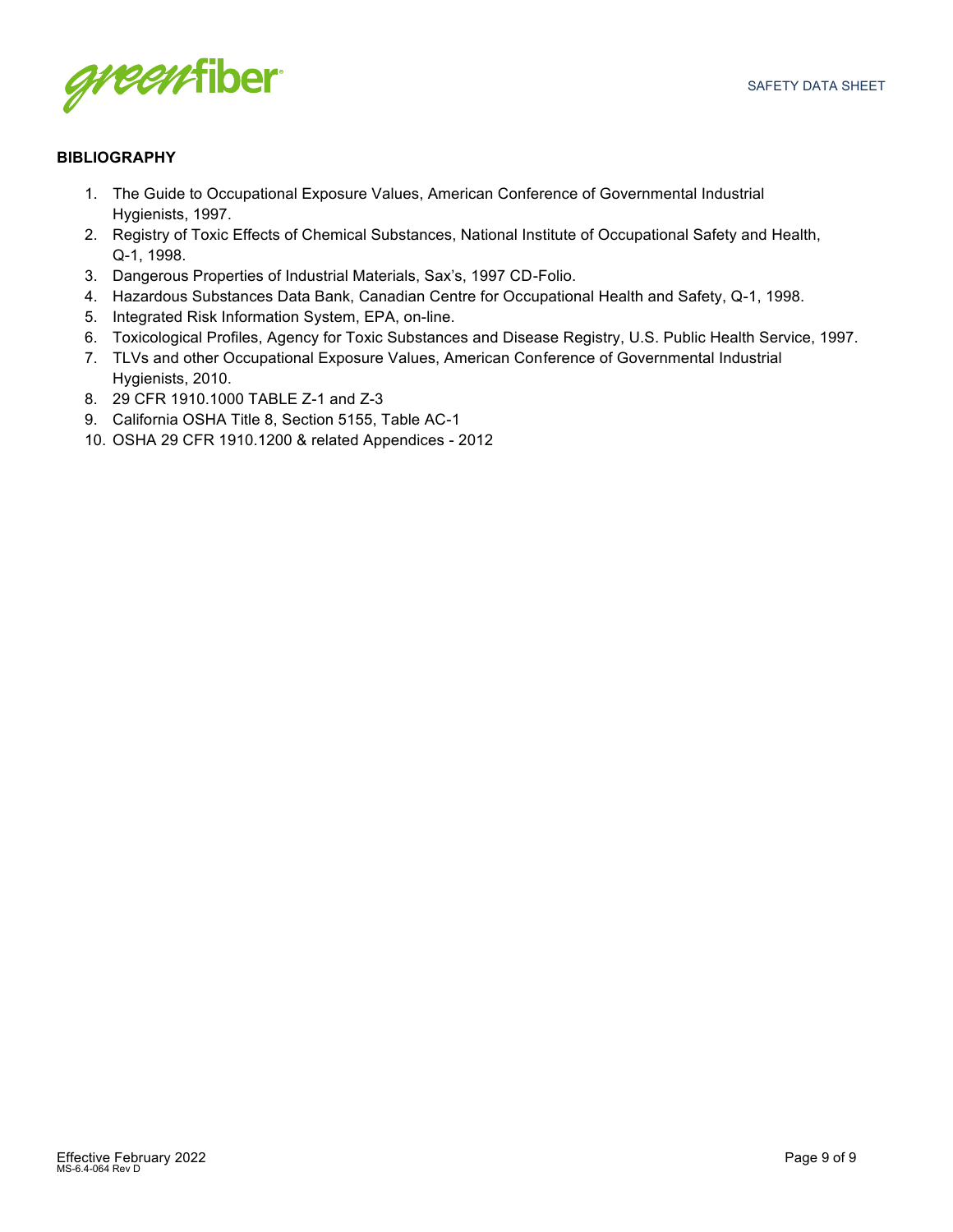## BIBLIOGRAPHY

1. The Guide to Occupational Exposure Values, American Conference of Governmental Industrial Hygienists, 1997.
2. Registry of Toxic Effects of Chemical Substances, National Institute of Occupational Safety and Health, Q-1, 1998.
3. Dangerous Properties of Industrial Materials, Sax's, 1997 CD-Folio.
4. Hazardous Substances Data Bank, Canadian Centre for Occupational Health and Safety, Q-1, 1998.
5. Integrated Risk Information System, EPA, on-line.
6. Toxicological Profiles, Agency for Toxic Substances and Disease Registry, U.S. Public Health Service, 1997.
7. TLVs and other Occupational Exposure Values, American Conference of Governmental Industrial Hygienists, 2010.
8. 29 CFR 1910.1000 TABLE Z-1 and Z-3
9. California OSHA Title 8, Section 5155, Table AC-1
10. OSHA 29 CFR 1910.1200 & related Appendices - 2012